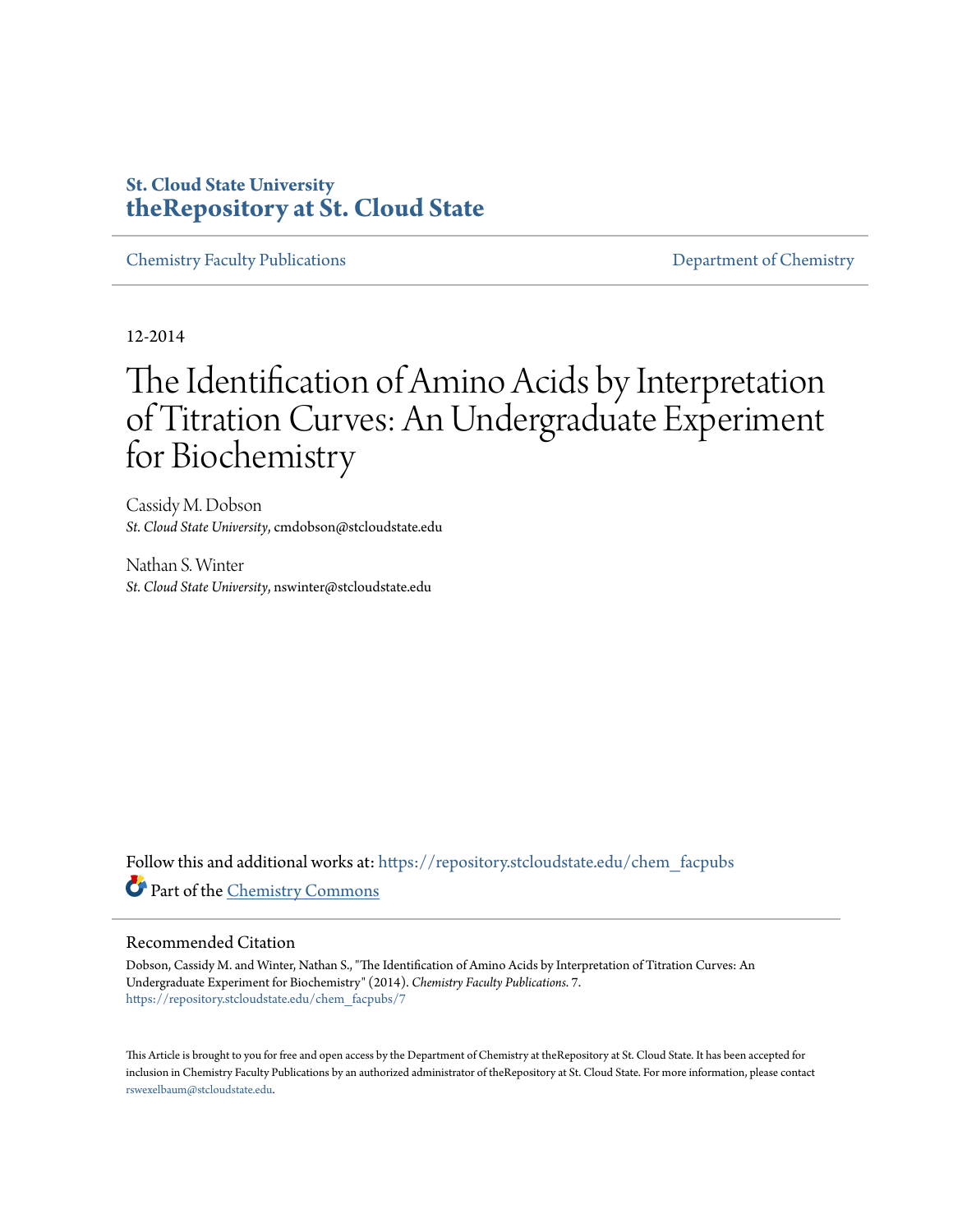St. Cloud State University
**theRepository at St. Cloud State**

Chemistry Faculty Publications | Department of Chemistry

12-2014

# The Identification of Amino Acids by Interpretation of Titration Curves: An Undergraduate Experiment for Biochemistry

Cassidy M. Dobson
*St. Cloud State University*, cmdobson@stcloudstate.edu

Nathan S. Winter
*St. Cloud State University*, nswinter@stcloudstate.edu

Follow this and additional works at: https://repository.stcloudstate.edu/chem_facpubs

Part of the Chemistry Commons

## Recommended Citation

Dobson, Cassidy M. and Winter, Nathan S., "The Identification of Amino Acids by Interpretation of Titration Curves: An Undergraduate Experiment for Biochemistry" (2014). *Chemistry Faculty Publications*. 7.
https://repository.stcloudstate.edu/chem_facpubs/7

This Article is brought to you for free and open access by the Department of Chemistry at theRepository at St. Cloud State. It has been accepted for inclusion in Chemistry Faculty Publications by an authorized administrator of theRepository at St. Cloud State. For more information, please contact rswexelbaum@stcloudstate.edu.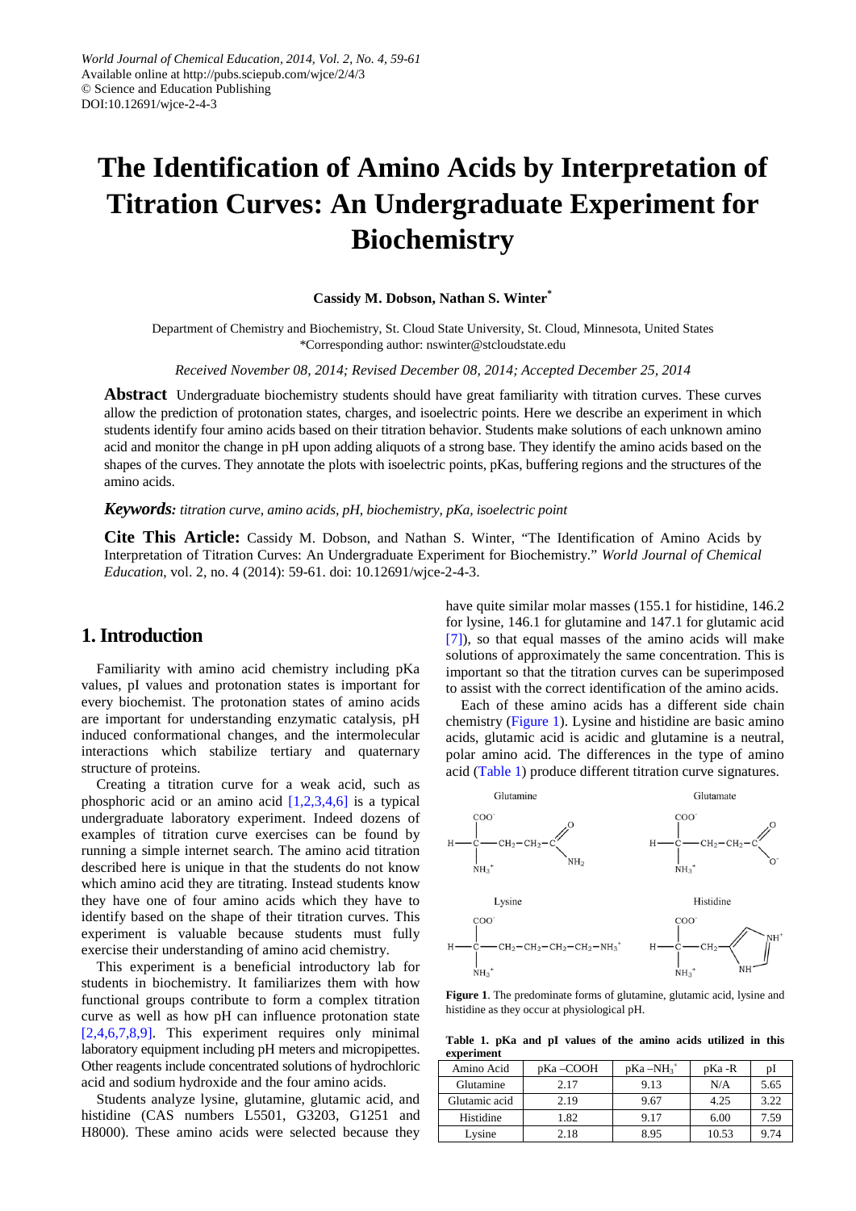# The Identification of Amino Acids by Interpretation of Titration Curves: An Undergraduate Experiment for Biochemistry

**Cassidy M. Dobson, Nathan S. Winter***

Department of Chemistry and Biochemistry, St. Cloud State University, St. Cloud, Minnesota, United States
*Corresponding author: nswinter@stcloudstate.edu

*Received November 08, 2014; Revised December 08, 2014; Accepted December 25, 2014*

**Abstract** Undergraduate biochemistry students should have great familiarity with titration curves. These curves allow the prediction of protonation states, charges, and isoelectric points. Here we describe an experiment in which students identify four amino acids based on their titration behavior. Students make solutions of each unknown amino acid and monitor the change in pH upon adding aliquots of a strong base. They identify the amino acids based on the shapes of the curves. They annotate the plots with isoelectric points, pKas, buffering regions and the structures of the amino acids.

***Keywords:*** *titration curve, amino acids, pH, biochemistry, pKa, isoelectric point*

**Cite This Article:** Cassidy M. Dobson, and Nathan S. Winter, "The Identification of Amino Acids by Interpretation of Titration Curves: An Undergraduate Experiment for Biochemistry." *World Journal of Chemical Education*, vol. 2, no. 4 (2014): 59-61. doi: 10.12691/wjce-2-4-3.

## 1. Introduction

Familiarity with amino acid chemistry including pKa values, pI values and protonation states is important for every biochemist. The protonation states of amino acids are important for understanding enzymatic catalysis, pH induced conformational changes, and the intermolecular interactions which stabilize tertiary and quaternary structure of proteins.

Creating a titration curve for a weak acid, such as phosphoric acid or an amino acid [1,2,3,4,6] is a typical undergraduate laboratory experiment. Indeed dozens of examples of titration curve exercises can be found by running a simple internet search. The amino acid titration described here is unique in that the students do not know which amino acid they are titrating. Instead students know they have one of four amino acids which they have to identify based on the shape of their titration curves. This experiment is valuable because students must fully exercise their understanding of amino acid chemistry.

This experiment is a beneficial introductory lab for students in biochemistry. It familiarizes them with how functional groups contribute to form a complex titration curve as well as how pH can influence protonation state [2,4,6,7,8,9]. This experiment requires only minimal laboratory equipment including pH meters and micropipettes. Other reagents include concentrated solutions of hydrochloric acid and sodium hydroxide and the four amino acids.

Students analyze lysine, glutamine, glutamic acid, and histidine (CAS numbers L5501, G3203, G1251 and H8000). These amino acids were selected because they have quite similar molar masses (155.1 for histidine, 146.2 for lysine, 146.1 for glutamine and 147.1 for glutamic acid [7]), so that equal masses of the amino acids will make solutions of approximately the same concentration. This is important so that the titration curves can be superimposed to assist with the correct identification of the amino acids.

Each of these amino acids has a different side chain chemistry (Figure 1). Lysine and histidine are basic amino acids, glutamic acid is acidic and glutamine is a neutral, polar amino acid. The differences in the type of amino acid (Table 1) produce different titration curve signatures.

**Figure 1**. The predominate forms of glutamine, glutamic acid, lysine and histidine as they occur at physiological pH.

**Table 1. pKa and pI values of the amino acids utilized in this experiment**

| Amino Acid | pKa –COOH | pKa –$NH_3^+$ | pKa -R | pI |
|---|---|---|---|---|
| Glutamine | 2.17 | 9.13 | N/A | 5.65 |
| Glutamic acid | 2.19 | 9.67 | 4.25 | 3.22 |
| Histidine | 1.82 | 9.17 | 6.00 | 7.59 |
| Lysine | 2.18 | 8.95 | 10.53 | 9.74 |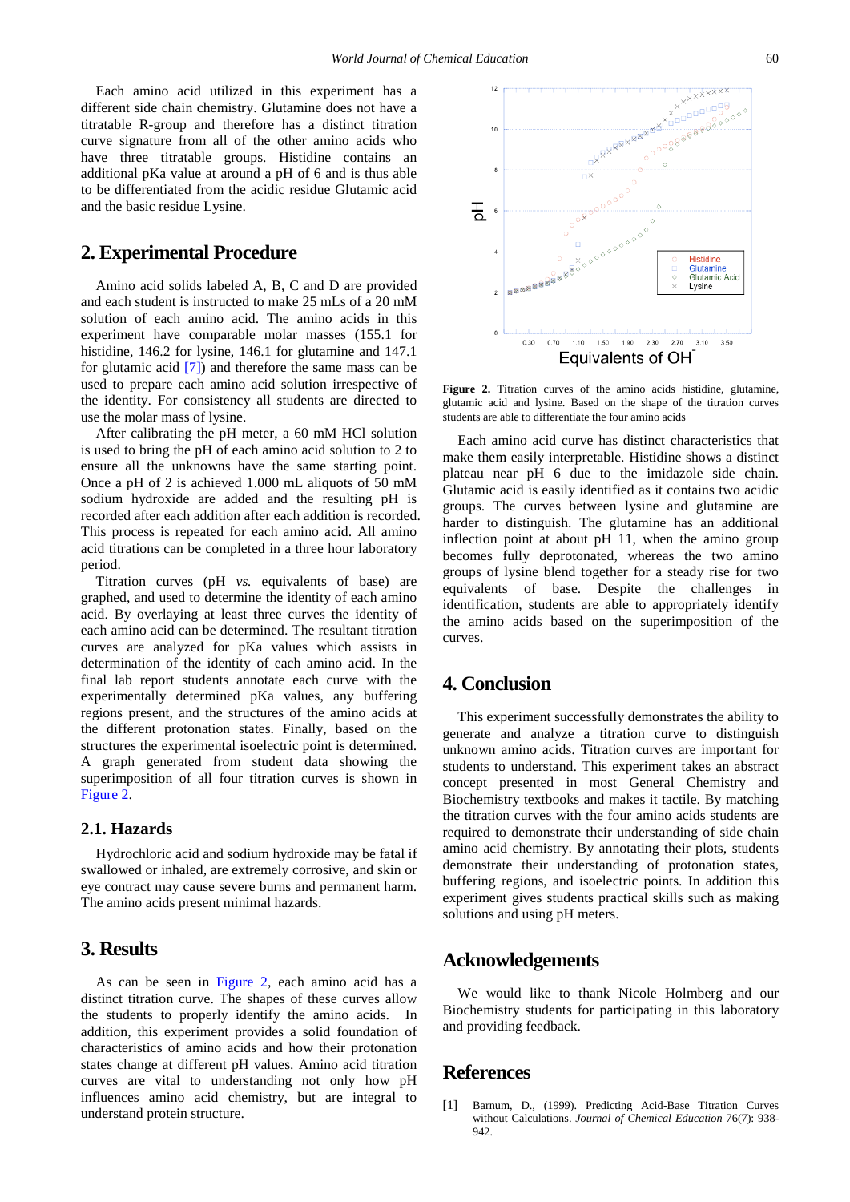Each amino acid utilized in this experiment has a different side chain chemistry. Glutamine does not have a titratable R-group and therefore has a distinct titration curve signature from all of the other amino acids who have three titratable groups. Histidine contains an additional pKa value at around a pH of 6 and is thus able to be differentiated from the acidic residue Glutamic acid and the basic residue Lysine.

## 2. Experimental Procedure

Amino acid solids labeled A, B, C and D are provided and each student is instructed to make 25 mLs of a 20 mM solution of each amino acid. The amino acids in this experiment have comparable molar masses (155.1 for histidine, 146.2 for lysine, 146.1 for glutamine and 147.1 for glutamic acid [7]) and therefore the same mass can be used to prepare each amino acid solution irrespective of the identity. For consistency all students are directed to use the molar mass of lysine.

After calibrating the pH meter, a 60 mM HCl solution is used to bring the pH of each amino acid solution to 2 to ensure all the unknowns have the same starting point. Once a pH of 2 is achieved 1.000 mL aliquots of 50 mM sodium hydroxide are added and the resulting pH is recorded after each addition after each addition is recorded. This process is repeated for each amino acid. All amino acid titrations can be completed in a three hour laboratory period.

Titration curves (pH *vs.* equivalents of base) are graphed, and used to determine the identity of each amino acid. By overlaying at least three curves the identity of each amino acid can be determined. The resultant titration curves are analyzed for pKa values which assists in determination of the identity of each amino acid. In the final lab report students annotate each curve with the experimentally determined pKa values, any buffering regions present, and the structures of the amino acids at the different protonation states. Finally, based on the structures the experimental isoelectric point is determined. A graph generated from student data showing the superimposition of all four titration curves is shown in Figure 2.

### 2.1. Hazards

Hydrochloric acid and sodium hydroxide may be fatal if swallowed or inhaled, are extremely corrosive, and skin or eye contract may cause severe burns and permanent harm. The amino acids present minimal hazards.

## 3. Results

As can be seen in Figure 2, each amino acid has a distinct titration curve. The shapes of these curves allow the students to properly identify the amino acids. In addition, this experiment provides a solid foundation of characteristics of amino acids and how their protonation states change at different pH values. Amino acid titration curves are vital to understanding not only how pH influences amino acid chemistry, but are integral to understand protein structure.

**Figure 2.** Titration curves of the amino acids histidine, glutamine, glutamic acid and lysine. Based on the shape of the titration curves students are able to differentiate the four amino acids

Each amino acid curve has distinct characteristics that make them easily interpretable. Histidine shows a distinct plateau near pH 6 due to the imidazole side chain. Glutamic acid is easily identified as it contains two acidic groups. The curves between lysine and glutamine are harder to distinguish. The glutamine has an additional inflection point at about pH 11, when the amino group becomes fully deprotonated, whereas the two amino groups of lysine blend together for a steady rise for two equivalents of base. Despite the challenges in identification, students are able to appropriately identify the amino acids based on the superimposition of the curves.

## 4. Conclusion

This experiment successfully demonstrates the ability to generate and analyze a titration curve to distinguish unknown amino acids. Titration curves are important for students to understand. This experiment takes an abstract concept presented in most General Chemistry and Biochemistry textbooks and makes it tactile. By matching the titration curves with the four amino acids students are required to demonstrate their understanding of side chain amino acid chemistry. By annotating their plots, students demonstrate their understanding of protonation states, buffering regions, and isoelectric points. In addition this experiment gives students practical skills such as making solutions and using pH meters.

## Acknowledgements

We would like to thank Nicole Holmberg and our Biochemistry students for participating in this laboratory and providing feedback.

## References

[1] Barnum, D., (1999). Predicting Acid-Base Titration Curves without Calculations. *Journal of Chemical Education* 76(7): 938-942.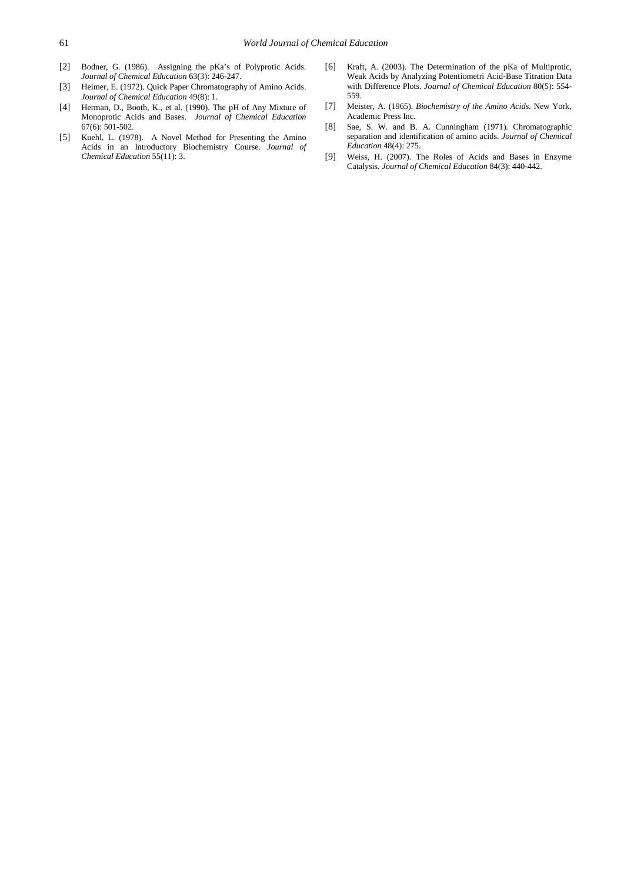[2] Bodner, G. (1986). Assigning the pKa's of Polyprotic Acids. *Journal of Chemical Education* 63(3): 246-247.

[3] Heimer, E. (1972). Quick Paper Chromatography of Amino Acids. *Journal of Chemical Education* 49(8): 1.

[4] Herman, D., Booth, K., et al. (1990). The pH of Any Mixture of Monoprotic Acids and Bases. *Journal of Chemical Education* 67(6): 501-502.

[5] Kuehl, L. (1978). A Novel Method for Presenting the Amino Acids in an Introductory Biochemistry Course. *Journal of Chemical Education* 55(11): 3.

[6] Kraft, A. (2003). The Determination of the pKa of Multiprotic, Weak Acids by Analyzing Potentiometri Acid-Base Titration Data with Difference Plots. *Journal of Chemical Education* 80(5): 554-559.

[7] Meister, A. (1965). *Biochemistry of the Amino Acids*. New York, Academic Press Inc.

[8] Sae, S. W. and B. A. Cunningham (1971). Chromatographic separation and identification of amino acids. *Journal of Chemical Education* 48(4): 275.

[9] Weiss, H. (2007). The Roles of Acids and Bases in Enzyme Catalysis. *Journal of Chemical Education* 84(3): 440-442.